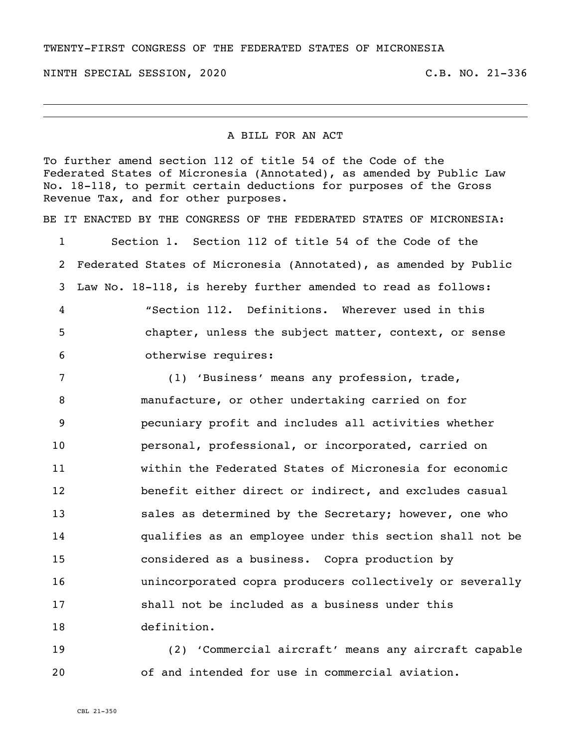TWENTY-FIRST CONGRESS OF THE FEDERATED STATES OF MICRONESIA

NINTH SPECIAL SESSION, 2020 C.B. NO. 21-336

---

A BILL FOR AN ACT

To further amend section 112 of title 54 of the Code of the Federated States of Micronesia (Annotated), as amended by Public Law No. 18-118, to permit certain deductions for purposes of the Gross Revenue Tax, and for other purposes.

BE IT ENACTED BY THE CONGRESS OF THE FEDERATED STATES OF MICRONESIA:

1 Section 1. Section 112 of title 54 of the Code of the
2 Federated States of Micronesia (Annotated), as amended by Public
3 Law No. 18-118, is hereby further amended to read as follows:
4 "Section 112. Definitions. Wherever used in this
5 chapter, unless the subject matter, context, or sense
6 otherwise requires:
7 (1) 'Business' means any profession, trade,
8 manufacture, or other undertaking carried on for
9 pecuniary profit and includes all activities whether
10 personal, professional, or incorporated, carried on
11 within the Federated States of Micronesia for economic
12 benefit either direct or indirect, and excludes casual
13 sales as determined by the Secretary; however, one who
14 qualifies as an employee under this section shall not be
15 considered as a business. Copra production by
16 unincorporated copra producers collectively or severally
17 shall not be included as a business under this
18 definition.
19 (2) 'Commercial aircraft' means any aircraft capable
20 of and intended for use in commercial aviation.

CBL 21-350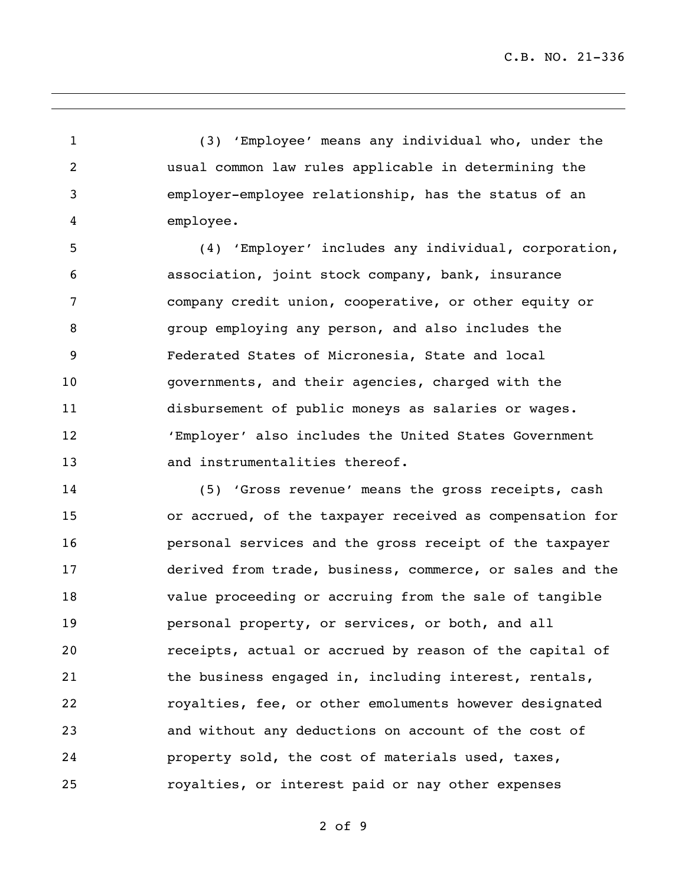(3) 'Employee' means any individual who, under the usual common law rules applicable in determining the employer-employee relationship, has the status of an employee.

(4) 'Employer' includes any individual, corporation, association, joint stock company, bank, insurance company credit union, cooperative, or other equity or group employing any person, and also includes the Federated States of Micronesia, State and local governments, and their agencies, charged with the disbursement of public moneys as salaries or wages. 'Employer' also includes the United States Government and instrumentalities thereof.

(5) 'Gross revenue' means the gross receipts, cash or accrued, of the taxpayer received as compensation for personal services and the gross receipt of the taxpayer derived from trade, business, commerce, or sales and the value proceeding or accruing from the sale of tangible personal property, or services, or both, and all receipts, actual or accrued by reason of the capital of the business engaged in, including interest, rentals, royalties, fee, or other emoluments however designated and without any deductions on account of the cost of property sold, the cost of materials used, taxes, royalties, or interest paid or nay other expenses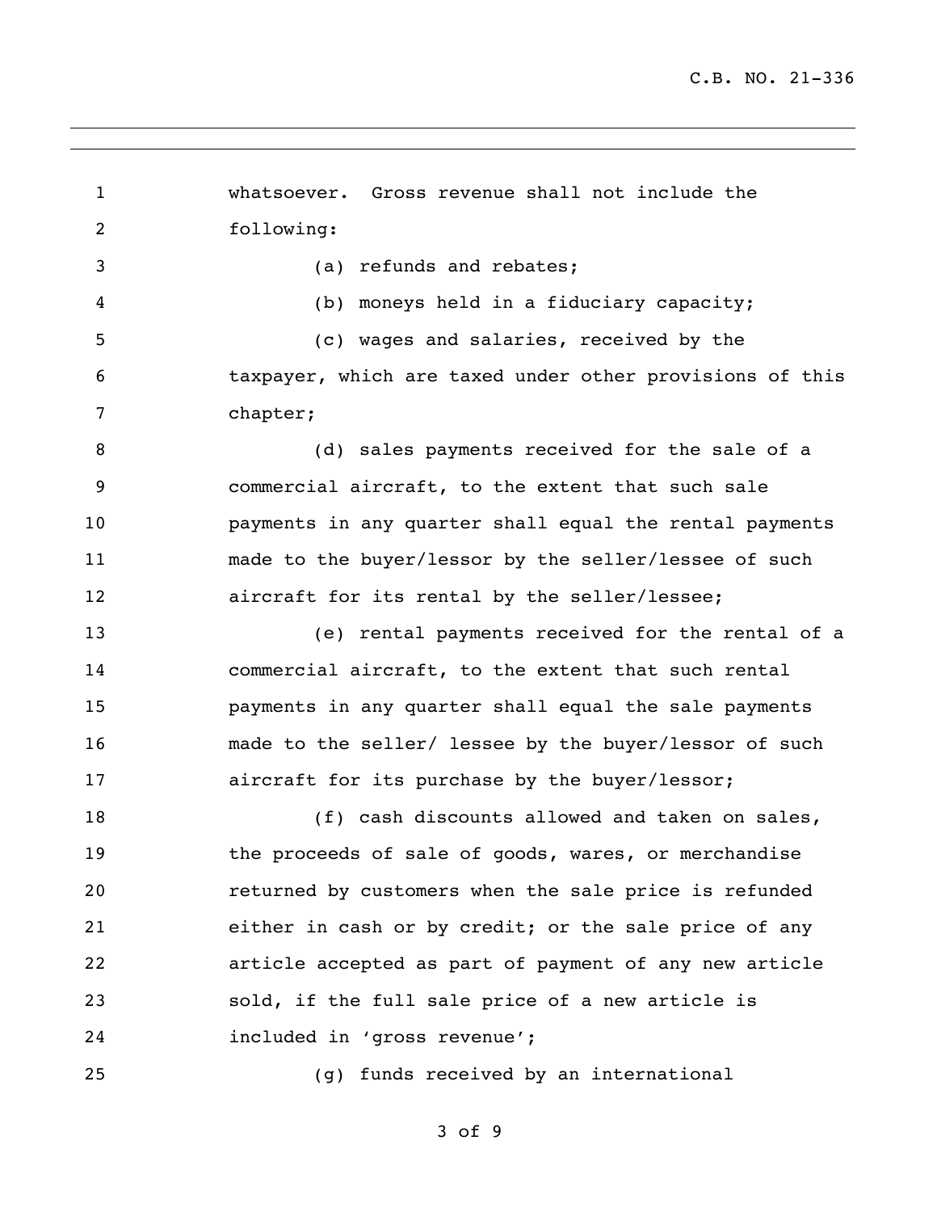whatsoever. Gross revenue shall not include the following:

(a) refunds and rebates;

(b) moneys held in a fiduciary capacity;

(c) wages and salaries, received by the taxpayer, which are taxed under other provisions of this chapter;

(d) sales payments received for the sale of a commercial aircraft, to the extent that such sale payments in any quarter shall equal the rental payments made to the buyer/lessor by the seller/lessee of such aircraft for its rental by the seller/lessee;

(e) rental payments received for the rental of a commercial aircraft, to the extent that such rental payments in any quarter shall equal the sale payments made to the seller/ lessee by the buyer/lessor of such aircraft for its purchase by the buyer/lessor;

(f) cash discounts allowed and taken on sales, the proceeds of sale of goods, wares, or merchandise returned by customers when the sale price is refunded either in cash or by credit; or the sale price of any article accepted as part of payment of any new article sold, if the full sale price of a new article is included in 'gross revenue';

(g) funds received by an international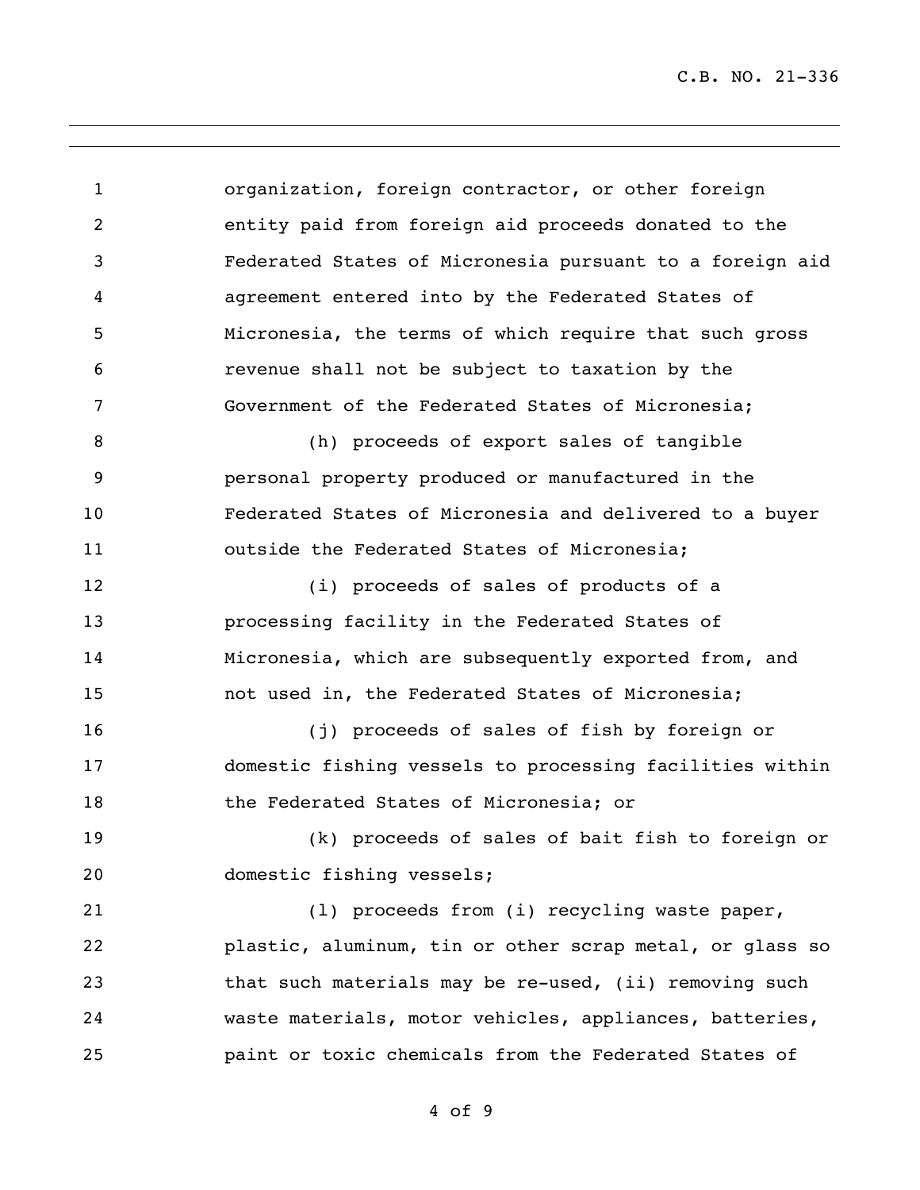organization, foreign contractor, or other foreign entity paid from foreign aid proceeds donated to the Federated States of Micronesia pursuant to a foreign aid agreement entered into by the Federated States of Micronesia, the terms of which require that such gross revenue shall not be subject to taxation by the Government of the Federated States of Micronesia;

(h) proceeds of export sales of tangible personal property produced or manufactured in the Federated States of Micronesia and delivered to a buyer outside the Federated States of Micronesia;

(i) proceeds of sales of products of a processing facility in the Federated States of Micronesia, which are subsequently exported from, and not used in, the Federated States of Micronesia;

(j) proceeds of sales of fish by foreign or domestic fishing vessels to processing facilities within the Federated States of Micronesia; or

(k) proceeds of sales of bait fish to foreign or domestic fishing vessels;

(l) proceeds from (i) recycling waste paper, plastic, aluminum, tin or other scrap metal, or glass so that such materials may be re-used, (ii) removing such waste materials, motor vehicles, appliances, batteries, paint or toxic chemicals from the Federated States of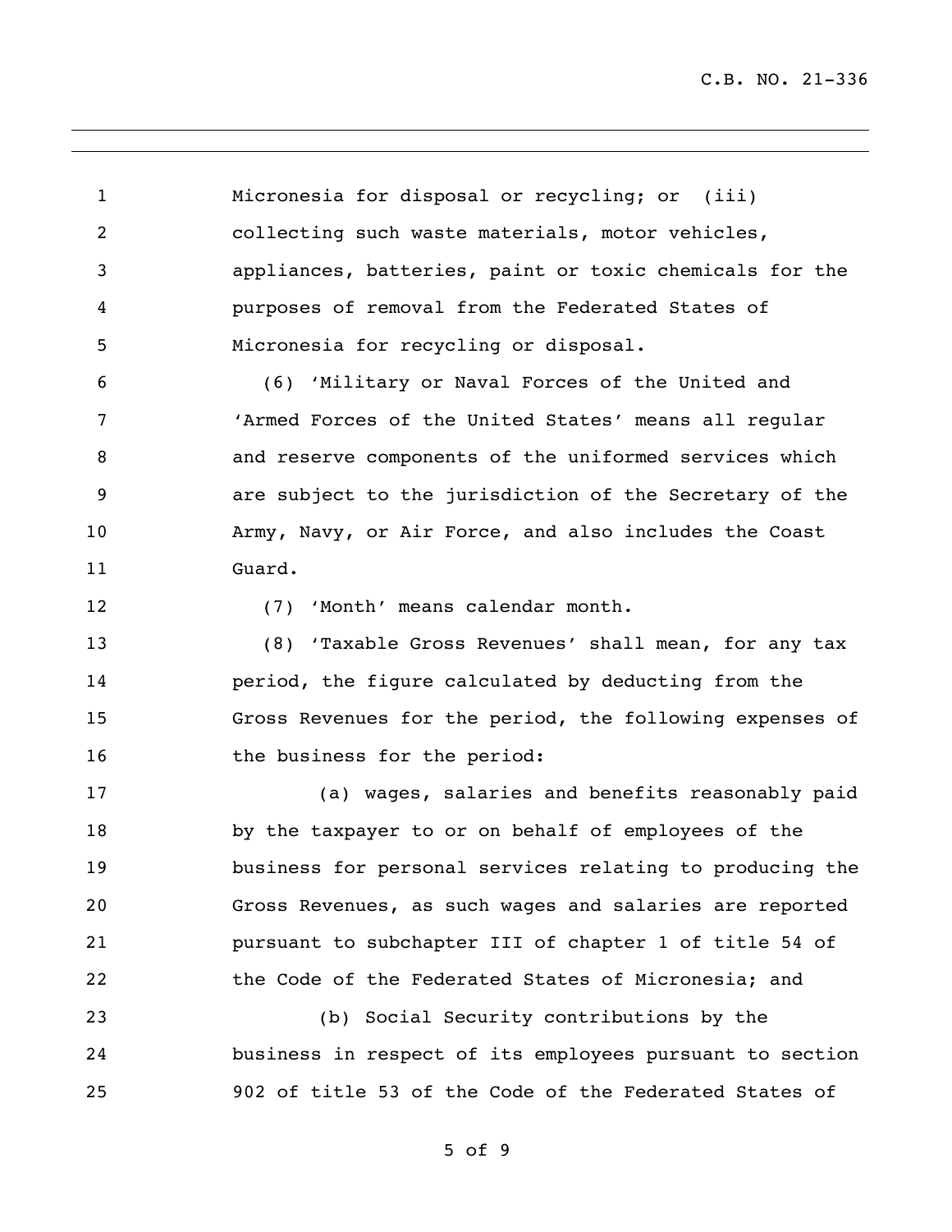Micronesia for disposal or recycling; or (iii) collecting such waste materials, motor vehicles, appliances, batteries, paint or toxic chemicals for the purposes of removal from the Federated States of Micronesia for recycling or disposal.

(6) 'Military or Naval Forces of the United and 'Armed Forces of the United States' means all regular and reserve components of the uniformed services which are subject to the jurisdiction of the Secretary of the Army, Navy, or Air Force, and also includes the Coast Guard.

(7) 'Month' means calendar month.

(8) 'Taxable Gross Revenues' shall mean, for any tax period, the figure calculated by deducting from the Gross Revenues for the period, the following expenses of the business for the period:

(a) wages, salaries and benefits reasonably paid by the taxpayer to or on behalf of employees of the business for personal services relating to producing the Gross Revenues, as such wages and salaries are reported pursuant to subchapter III of chapter 1 of title 54 of the Code of the Federated States of Micronesia; and

(b) Social Security contributions by the business in respect of its employees pursuant to section 902 of title 53 of the Code of the Federated States of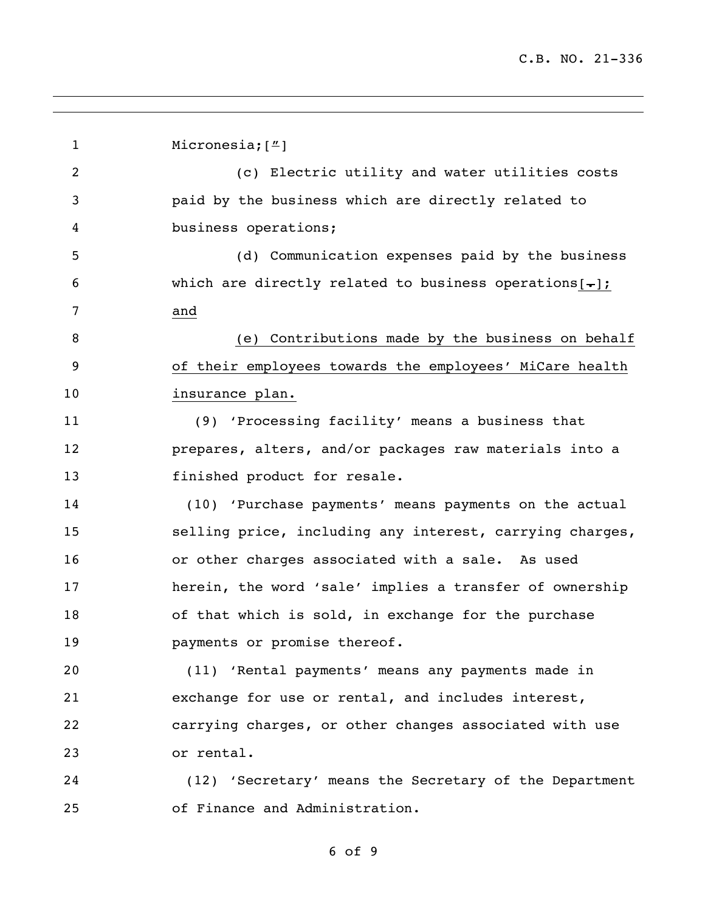Micronesia;["]

(c) Electric utility and water utilities costs paid by the business which are directly related to business operations;

(d) Communication expenses paid by the business which are directly related to business operations[.]; and

(e) Contributions made by the business on behalf of their employees towards the employees' MiCare health insurance plan.

(9) 'Processing facility' means a business that prepares, alters, and/or packages raw materials into a finished product for resale.

(10) 'Purchase payments' means payments on the actual selling price, including any interest, carrying charges, or other charges associated with a sale. As used herein, the word 'sale' implies a transfer of ownership of that which is sold, in exchange for the purchase payments or promise thereof.

(11) 'Rental payments' means any payments made in exchange for use or rental, and includes interest, carrying charges, or other changes associated with use or rental.

(12) 'Secretary' means the Secretary of the Department of Finance and Administration.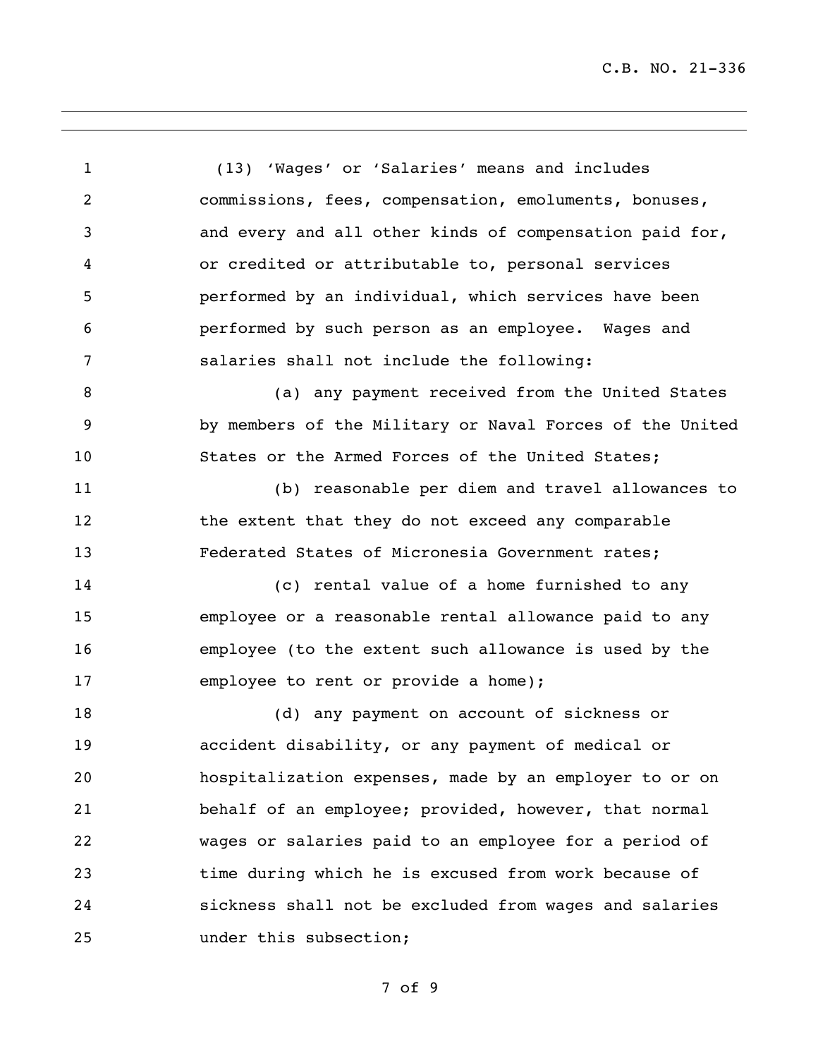(13) 'Wages' or 'Salaries' means and includes commissions, fees, compensation, emoluments, bonuses, and every and all other kinds of compensation paid for, or credited or attributable to, personal services performed by an individual, which services have been performed by such person as an employee. Wages and salaries shall not include the following:

(a) any payment received from the United States by members of the Military or Naval Forces of the United States or the Armed Forces of the United States;

(b) reasonable per diem and travel allowances to the extent that they do not exceed any comparable Federated States of Micronesia Government rates;

(c) rental value of a home furnished to any employee or a reasonable rental allowance paid to any employee (to the extent such allowance is used by the employee to rent or provide a home);

(d) any payment on account of sickness or accident disability, or any payment of medical or hospitalization expenses, made by an employer to or on behalf of an employee; provided, however, that normal wages or salaries paid to an employee for a period of time during which he is excused from work because of sickness shall not be excluded from wages and salaries under this subsection;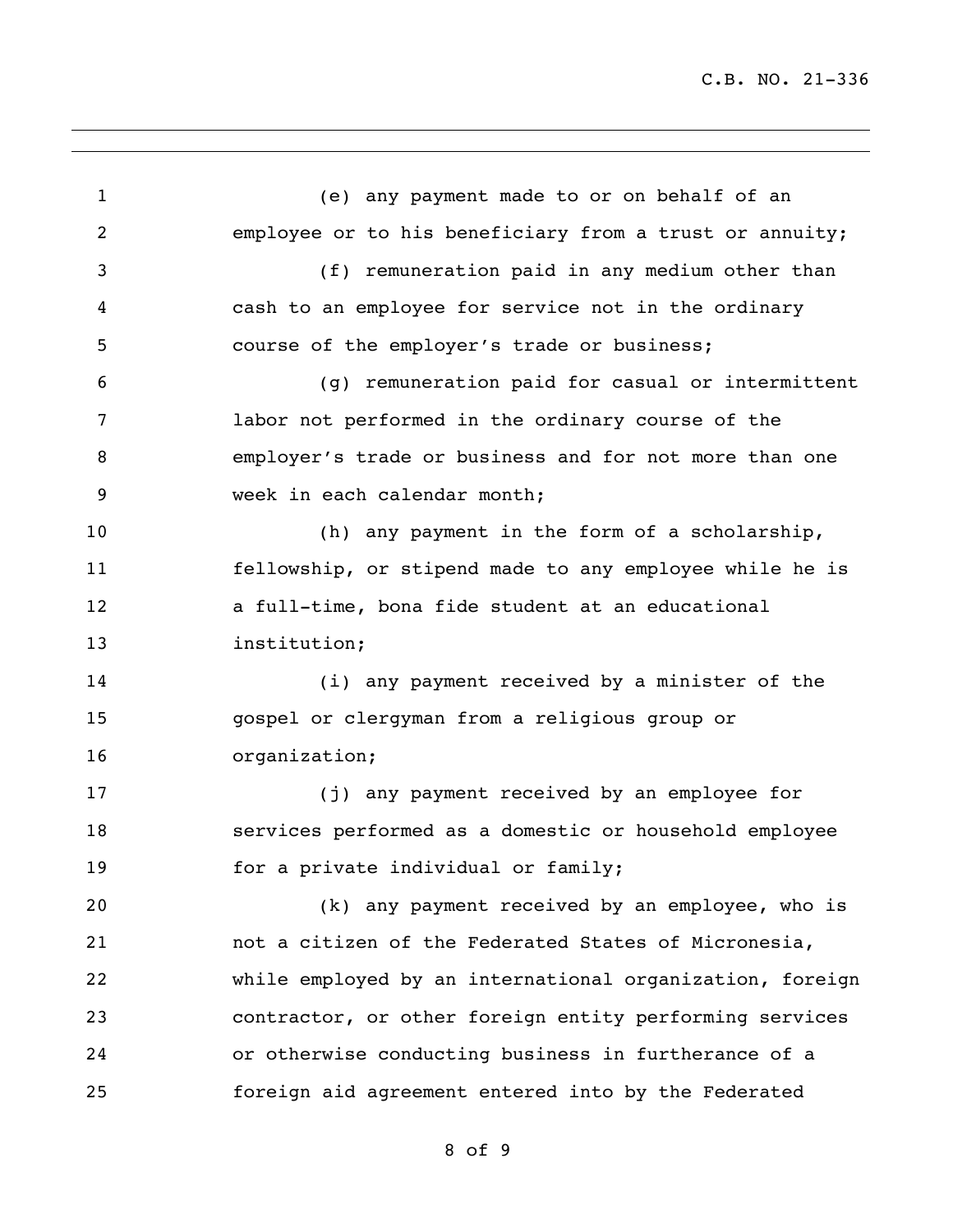(e) any payment made to or on behalf of an employee or to his beneficiary from a trust or annuity;

(f) remuneration paid in any medium other than cash to an employee for service not in the ordinary course of the employer's trade or business;

(g) remuneration paid for casual or intermittent labor not performed in the ordinary course of the employer's trade or business and for not more than one week in each calendar month;

(h) any payment in the form of a scholarship, fellowship, or stipend made to any employee while he is a full-time, bona fide student at an educational institution;

(i) any payment received by a minister of the gospel or clergyman from a religious group or organization;

(j) any payment received by an employee for services performed as a domestic or household employee for a private individual or family;

(k) any payment received by an employee, who is not a citizen of the Federated States of Micronesia, while employed by an international organization, foreign contractor, or other foreign entity performing services or otherwise conducting business in furtherance of a foreign aid agreement entered into by the Federated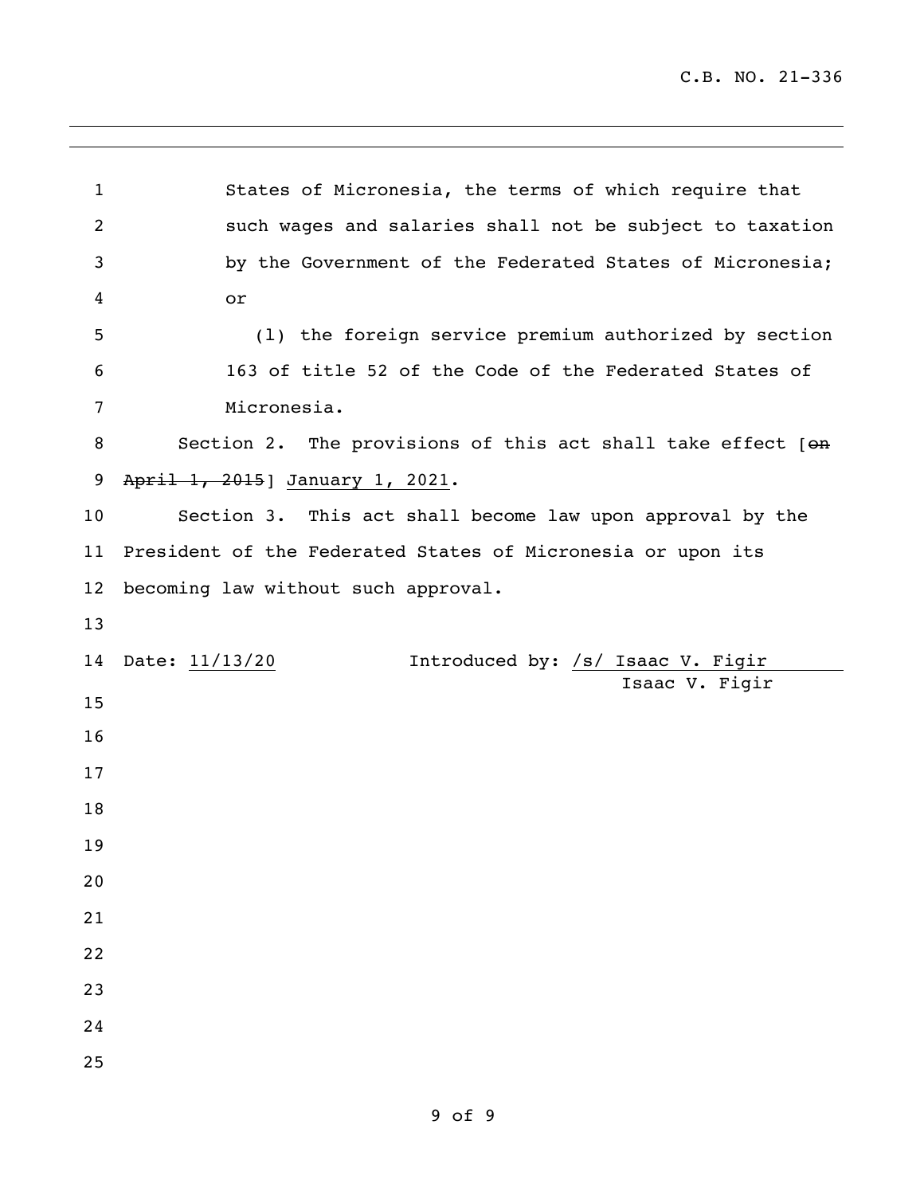States of Micronesia, the terms of which require that such wages and salaries shall not be subject to taxation by the Government of the Federated States of Micronesia; or

(l) the foreign service premium authorized by section 163 of title 52 of the Code of the Federated States of Micronesia.

Section 2. The provisions of this act shall take effect [~~on April 1, 2015~~] January 1, 2021.

Section 3. This act shall become law upon approval by the President of the Federated States of Micronesia or upon its becoming law without such approval.

Date: 11/13/20 Introduced by: /s/ Isaac V. Figir

Isaac V. Figir